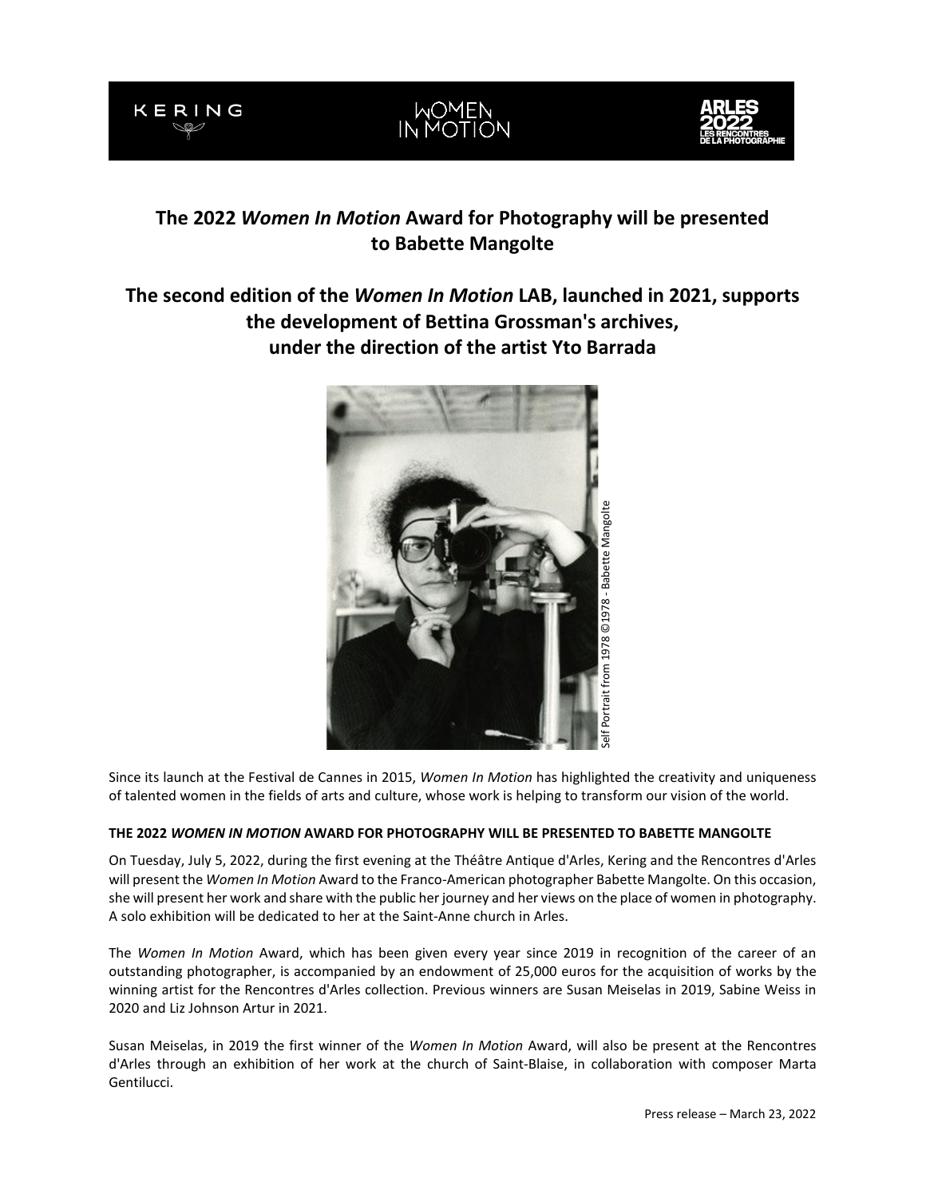KERING | WOMEN IN MOTION | ARLES 2022 LES RENCONTRES DE LA PHOTOGRAPHIE

# The 2022 *Women In Motion* Award for Photography will be presented to Babette Mangolte

## The second edition of the *Women In Motion* LAB, launched in 2021, supports the development of Bettina Grossman's archives, under the direction of the artist Yto Barrada

Self Portrait from 1978 ©1978 - Babette Mangolte

Since its launch at the Festival de Cannes in 2015, *Women In Motion* has highlighted the creativity and uniqueness of talented women in the fields of arts and culture, whose work is helping to transform our vision of the world.

### THE 2022 *WOMEN IN MOTION* AWARD FOR PHOTOGRAPHY WILL BE PRESENTED TO BABETTE MANGOLTE

On Tuesday, July 5, 2022, during the first evening at the Théâtre Antique d'Arles, Kering and the Rencontres d'Arles will present the *Women In Motion* Award to the Franco-American photographer Babette Mangolte. On this occasion, she will present her work and share with the public her journey and her views on the place of women in photography. A solo exhibition will be dedicated to her at the Saint-Anne church in Arles.

The *Women In Motion* Award, which has been given every year since 2019 in recognition of the career of an outstanding photographer, is accompanied by an endowment of 25,000 euros for the acquisition of works by the winning artist for the Rencontres d'Arles collection. Previous winners are Susan Meiselas in 2019, Sabine Weiss in 2020 and Liz Johnson Artur in 2021.

Susan Meiselas, in 2019 the first winner of the *Women In Motion* Award, will also be present at the Rencontres d'Arles through an exhibition of her work at the church of Saint-Blaise, in collaboration with composer Marta Gentilucci.

Press release – March 23, 2022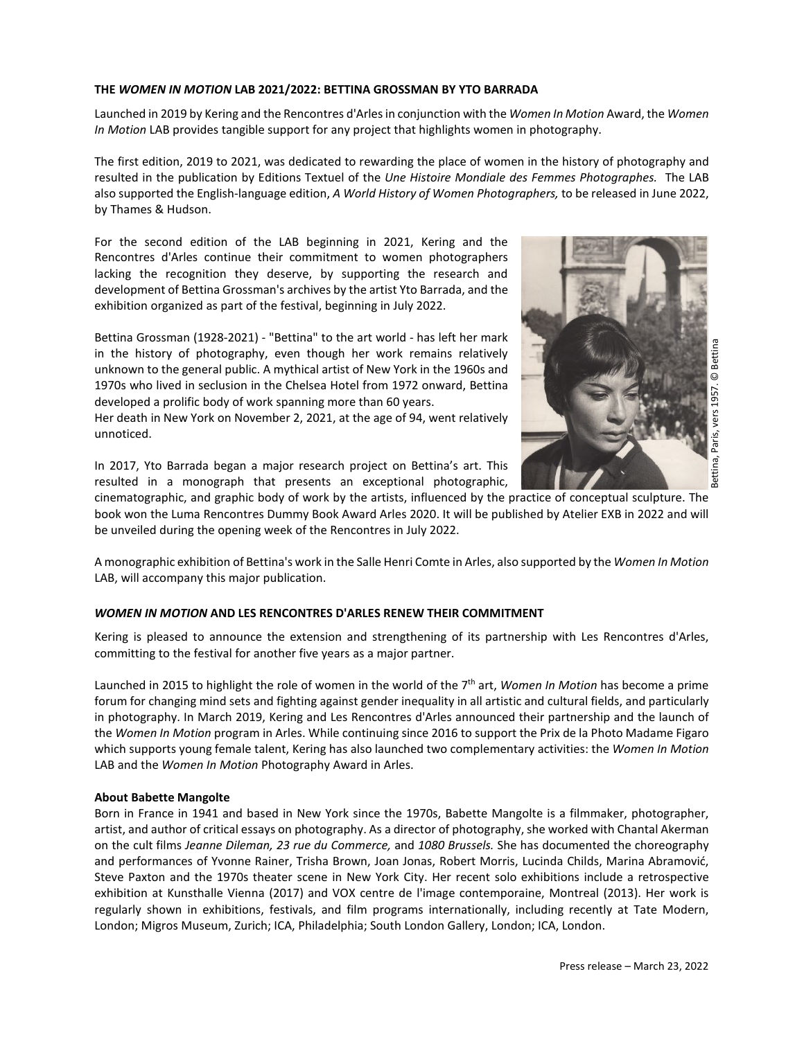**THE *WOMEN IN MOTION* LAB 2021/2022: BETTINA GROSSMAN BY YTO BARRADA**

Launched in 2019 by Kering and the Rencontres d'Arles in conjunction with the *Women In Motion* Award, the *Women In Motion* LAB provides tangible support for any project that highlights women in photography.

The first edition, 2019 to 2021, was dedicated to rewarding the place of women in the history of photography and resulted in the publication by Editions Textuel of the *Une Histoire Mondiale des Femmes Photographes.* The LAB also supported the English-language edition, *A World History of Women Photographers,* to be released in June 2022, by Thames & Hudson.

For the second edition of the LAB beginning in 2021, Kering and the Rencontres d'Arles continue their commitment to women photographers lacking the recognition they deserve, by supporting the research and development of Bettina Grossman's archives by the artist Yto Barrada, and the exhibition organized as part of the festival, beginning in July 2022.

Bettina Grossman (1928-2021) - "Bettina" to the art world - has left her mark in the history of photography, even though her work remains relatively unknown to the general public. A mythical artist of New York in the 1960s and 1970s who lived in seclusion in the Chelsea Hotel from 1972 onward, Bettina developed a prolific body of work spanning more than 60 years.
Her death in New York on November 2, 2021, at the age of 94, went relatively unnoticed.

Bettina, Paris, vers 1957. © Bettina

In 2017, Yto Barrada began a major research project on Bettina's art. This resulted in a monograph that presents an exceptional photographic, cinematographic, and graphic body of work by the artists, influenced by the practice of conceptual sculpture. The book won the Luma Rencontres Dummy Book Award Arles 2020. It will be published by Atelier EXB in 2022 and will be unveiled during the opening week of the Rencontres in July 2022.

A monographic exhibition of Bettina's work in the Salle Henri Comte in Arles, also supported by the *Women In Motion* LAB, will accompany this major publication.

***WOMEN IN MOTION* AND LES RENCONTRES D'ARLES RENEW THEIR COMMITMENT**

Kering is pleased to announce the extension and strengthening of its partnership with Les Rencontres d'Arles, committing to the festival for another five years as a major partner.

Launched in 2015 to highlight the role of women in the world of the 7th art, *Women In Motion* has become a prime forum for changing mind sets and fighting against gender inequality in all artistic and cultural fields, and particularly in photography. In March 2019, Kering and Les Rencontres d'Arles announced their partnership and the launch of the *Women In Motion* program in Arles. While continuing since 2016 to support the Prix de la Photo Madame Figaro which supports young female talent, Kering has also launched two complementary activities: the *Women In Motion* LAB and the *Women In Motion* Photography Award in Arles.

**About Babette Mangolte**

Born in France in 1941 and based in New York since the 1970s, Babette Mangolte is a filmmaker, photographer, artist, and author of critical essays on photography. As a director of photography, she worked with Chantal Akerman on the cult films *Jeanne Dileman, 23 rue du Commerce,* and *1080 Brussels.* She has documented the choreography and performances of Yvonne Rainer, Trisha Brown, Joan Jonas, Robert Morris, Lucinda Childs, Marina Abramović, Steve Paxton and the 1970s theater scene in New York City. Her recent solo exhibitions include a retrospective exhibition at Kunsthalle Vienna (2017) and VOX centre de l'image contemporaine, Montreal (2013). Her work is regularly shown in exhibitions, festivals, and film programs internationally, including recently at Tate Modern, London; Migros Museum, Zurich; ICA, Philadelphia; South London Gallery, London; ICA, London.

Press release – March 23, 2022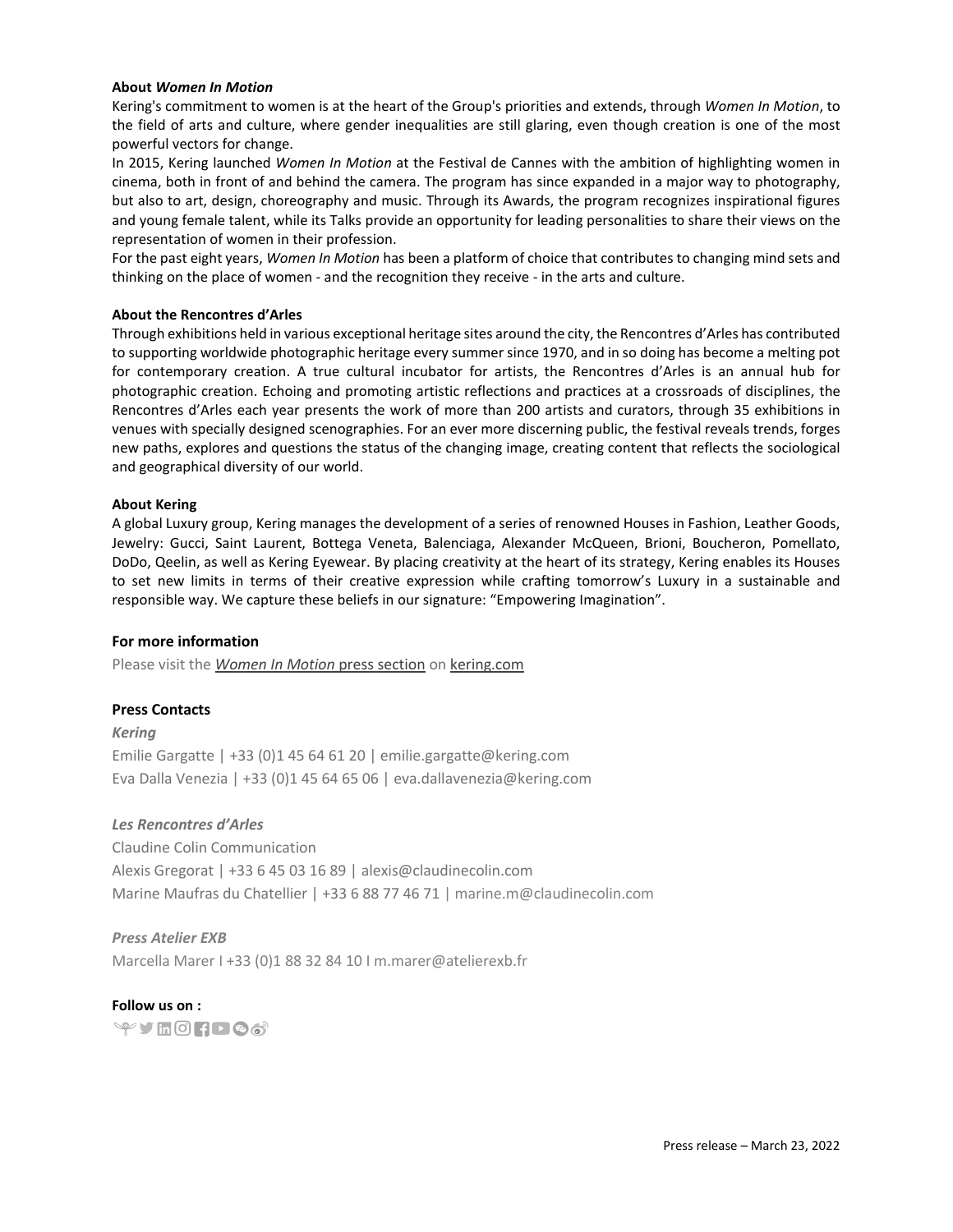**About *Women In Motion***

Kering's commitment to women is at the heart of the Group's priorities and extends, through *Women In Motion*, to the field of arts and culture, where gender inequalities are still glaring, even though creation is one of the most powerful vectors for change.

In 2015, Kering launched *Women In Motion* at the Festival de Cannes with the ambition of highlighting women in cinema, both in front of and behind the camera. The program has since expanded in a major way to photography, but also to art, design, choreography and music. Through its Awards, the program recognizes inspirational figures and young female talent, while its Talks provide an opportunity for leading personalities to share their views on the representation of women in their profession.

For the past eight years, *Women In Motion* has been a platform of choice that contributes to changing mind sets and thinking on the place of women - and the recognition they receive - in the arts and culture.

**About the Rencontres d'Arles**

Through exhibitions held in various exceptional heritage sites around the city, the Rencontres d'Arles has contributed to supporting worldwide photographic heritage every summer since 1970, and in so doing has become a melting pot for contemporary creation. A true cultural incubator for artists, the Rencontres d'Arles is an annual hub for photographic creation. Echoing and promoting artistic reflections and practices at a crossroads of disciplines, the Rencontres d'Arles each year presents the work of more than 200 artists and curators, through 35 exhibitions in venues with specially designed scenographies. For an ever more discerning public, the festival reveals trends, forges new paths, explores and questions the status of the changing image, creating content that reflects the sociological and geographical diversity of our world.

**About Kering**

A global Luxury group, Kering manages the development of a series of renowned Houses in Fashion, Leather Goods, Jewelry: Gucci, Saint Laurent, Bottega Veneta, Balenciaga, Alexander McQueen, Brioni, Boucheron, Pomellato, DoDo, Qeelin, as well as Kering Eyewear. By placing creativity at the heart of its strategy, Kering enables its Houses to set new limits in terms of their creative expression while crafting tomorrow's Luxury in a sustainable and responsible way. We capture these beliefs in our signature: "Empowering Imagination".

**For more information**

Please visit the *Women In Motion* press section on kering.com

**Press Contacts**

***Kering***

Emilie Gargatte | +33 (0)1 45 64 61 20 | emilie.gargatte@kering.com

Eva Dalla Venezia | +33 (0)1 45 64 65 06 | eva.dallavenezia@kering.com

***Les Rencontres d'Arles***

Claudine Colin Communication

Alexis Gregorat | +33 6 45 03 16 89 | alexis@claudinecolin.com

Marine Maufras du Chatellier | +33 6 88 77 46 71 | marine.m@claudinecolin.com

***Press Atelier EXB***

Marcella Marer I +33 (0)1 88 32 84 10 I m.marer@atelierexb.fr

**Follow us on :**

Press release – March 23, 2022